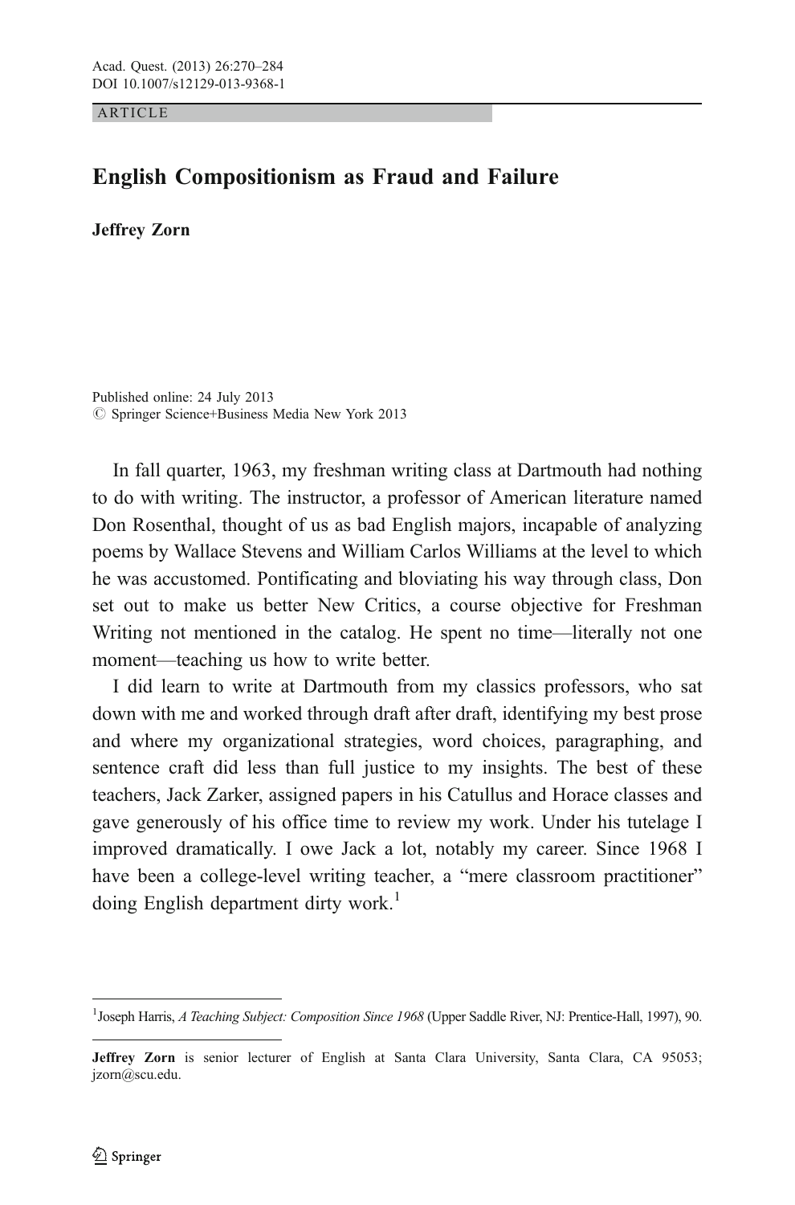ARTICLE

# English Compositionism as Fraud and Failure

**Jeffrey Zorn**

Published online: 24 July 2013
© Springer Science+Business Media New York 2013

In fall quarter, 1963, my freshman writing class at Dartmouth had nothing to do with writing. The instructor, a professor of American literature named Don Rosenthal, thought of us as bad English majors, incapable of analyzing poems by Wallace Stevens and William Carlos Williams at the level to which he was accustomed. Pontificating and bloviating his way through class, Don set out to make us better New Critics, a course objective for Freshman Writing not mentioned in the catalog. He spent no time—literally not one moment—teaching us how to write better.

I did learn to write at Dartmouth from my classics professors, who sat down with me and worked through draft after draft, identifying my best prose and where my organizational strategies, word choices, paragraphing, and sentence craft did less than full justice to my insights. The best of these teachers, Jack Zarker, assigned papers in his Catullus and Horace classes and gave generously of his office time to review my work. Under his tutelage I improved dramatically. I owe Jack a lot, notably my career. Since 1968 I have been a college-level writing teacher, a "mere classroom practitioner" doing English department dirty work.[1]

---

[1] Joseph Harris, *A Teaching Subject: Composition Since 1968* (Upper Saddle River, NJ: Prentice-Hall, 1997), 90.

---

**Jeffrey Zorn** is senior lecturer of English at Santa Clara University, Santa Clara, CA 95053; jzorn@scu.edu.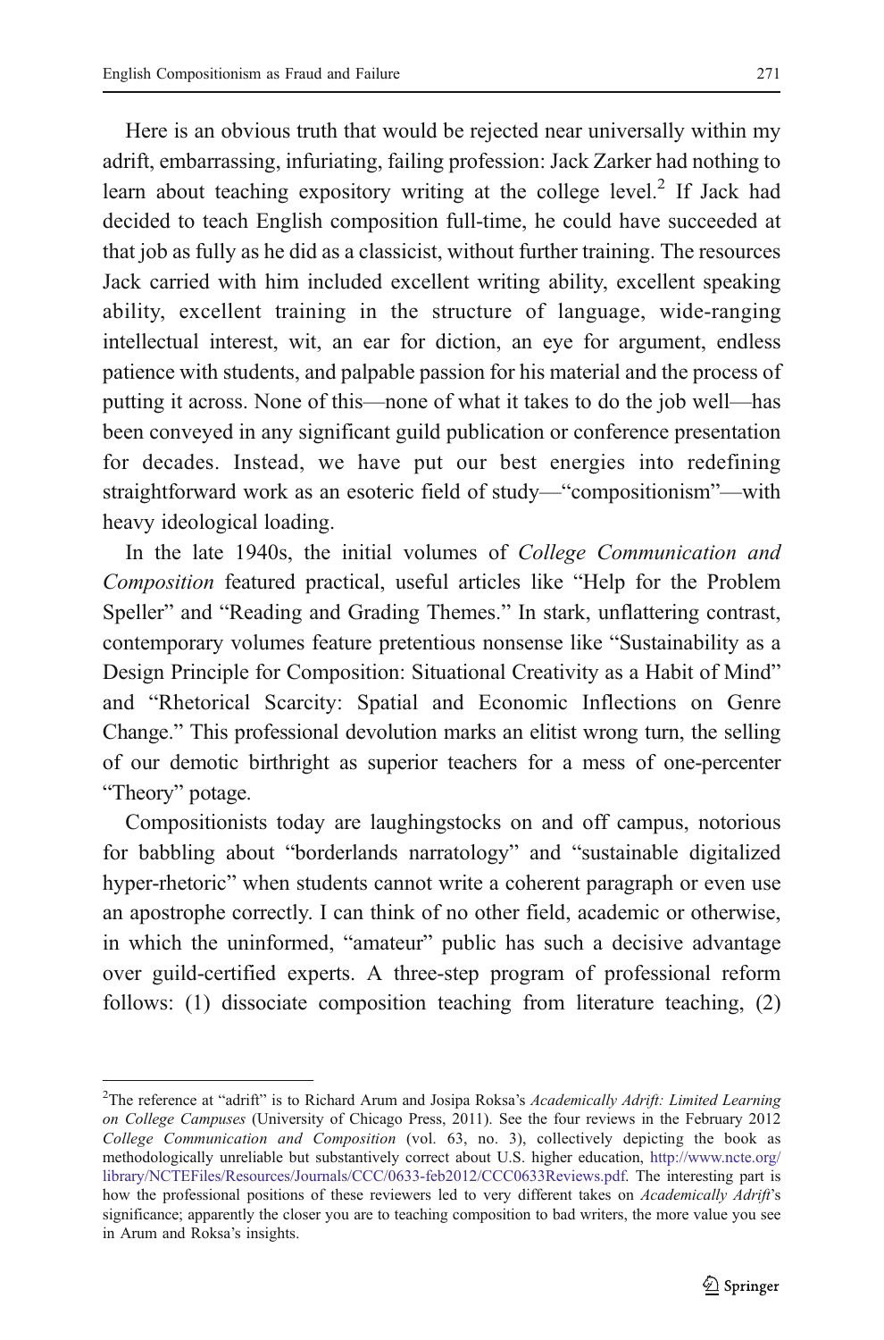Here is an obvious truth that would be rejected near universally within my adrift, embarrassing, infuriating, failing profession: Jack Zarker had nothing to learn about teaching expository writing at the college level.[2] If Jack had decided to teach English composition full-time, he could have succeeded at that job as fully as he did as a classicist, without further training. The resources Jack carried with him included excellent writing ability, excellent speaking ability, excellent training in the structure of language, wide-ranging intellectual interest, wit, an ear for diction, an eye for argument, endless patience with students, and palpable passion for his material and the process of putting it across. None of this—none of what it takes to do the job well—has been conveyed in any significant guild publication or conference presentation for decades. Instead, we have put our best energies into redefining straightforward work as an esoteric field of study—"compositionism"—with heavy ideological loading.

In the late 1940s, the initial volumes of *College Communication and Composition* featured practical, useful articles like "Help for the Problem Speller" and "Reading and Grading Themes." In stark, unflattering contrast, contemporary volumes feature pretentious nonsense like "Sustainability as a Design Principle for Composition: Situational Creativity as a Habit of Mind" and "Rhetorical Scarcity: Spatial and Economic Inflections on Genre Change." This professional devolution marks an elitist wrong turn, the selling of our demotic birthright as superior teachers for a mess of one-percenter "Theory" potage.

Compositionists today are laughingstocks on and off campus, notorious for babbling about "borderlands narratology" and "sustainable digitalized hyper-rhetoric" when students cannot write a coherent paragraph or even use an apostrophe correctly. I can think of no other field, academic or otherwise, in which the uninformed, "amateur" public has such a decisive advantage over guild-certified experts. A three-step program of professional reform follows: (1) dissociate composition teaching from literature teaching, (2)

---

[2]The reference at "adrift" is to Richard Arum and Josipa Roksa's *Academically Adrift: Limited Learning on College Campuses* (University of Chicago Press, 2011). See the four reviews in the February 2012 *College Communication and Composition* (vol. 63, no. 3), collectively depicting the book as methodologically unreliable but substantively correct about U.S. higher education, http://www.ncte.org/library/NCTEFiles/Resources/Journals/CCC/0633-feb2012/CCC0633Reviews.pdf. The interesting part is how the professional positions of these reviewers led to very different takes on *Academically Adrift*'s significance; apparently the closer you are to teaching composition to bad writers, the more value you see in Arum and Roksa's insights.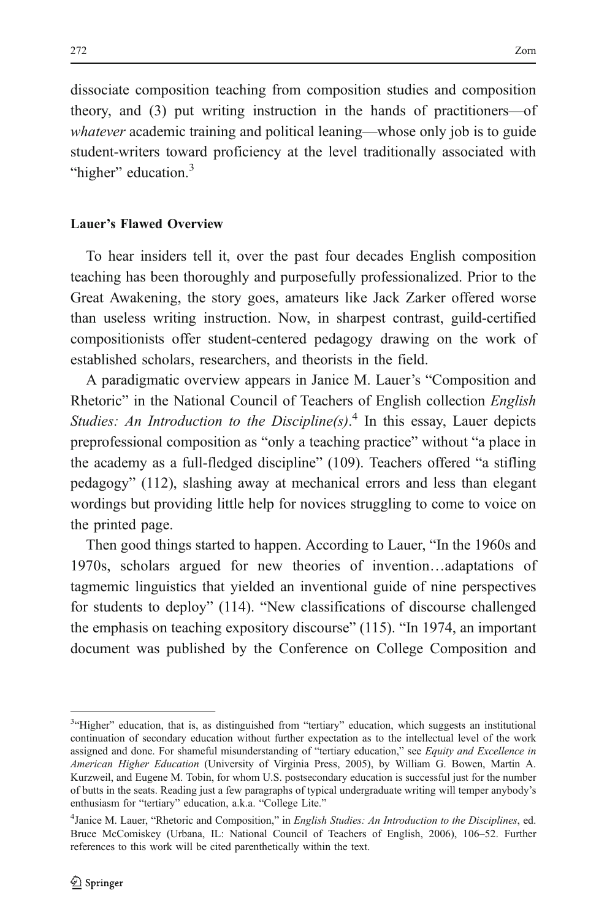dissociate composition teaching from composition studies and composition theory, and (3) put writing instruction in the hands of practitioners—of *whatever* academic training and political leaning—whose only job is to guide student-writers toward proficiency at the level traditionally associated with "higher" education.[3]

### Lauer's Flawed Overview

To hear insiders tell it, over the past four decades English composition teaching has been thoroughly and purposefully professionalized. Prior to the Great Awakening, the story goes, amateurs like Jack Zarker offered worse than useless writing instruction. Now, in sharpest contrast, guild-certified compositionists offer student-centered pedagogy drawing on the work of established scholars, researchers, and theorists in the field.

A paradigmatic overview appears in Janice M. Lauer's "Composition and Rhetoric" in the National Council of Teachers of English collection *English Studies: An Introduction to the Discipline(s)*.[4] In this essay, Lauer depicts preprofessional composition as "only a teaching practice" without "a place in the academy as a full-fledged discipline" (109). Teachers offered "a stifling pedagogy" (112), slashing away at mechanical errors and less than elegant wordings but providing little help for novices struggling to come to voice on the printed page.

Then good things started to happen. According to Lauer, "In the 1960s and 1970s, scholars argued for new theories of invention…adaptations of tagmemic linguistics that yielded an inventional guide of nine perspectives for students to deploy" (114). "New classifications of discourse challenged the emphasis on teaching expository discourse" (115). "In 1974, an important document was published by the Conference on College Composition and

---

[3]"Higher" education, that is, as distinguished from "tertiary" education, which suggests an institutional continuation of secondary education without further expectation as to the intellectual level of the work assigned and done. For shameful misunderstanding of "tertiary education," see *Equity and Excellence in American Higher Education* (University of Virginia Press, 2005), by William G. Bowen, Martin A. Kurzweil, and Eugene M. Tobin, for whom U.S. postsecondary education is successful just for the number of butts in the seats. Reading just a few paragraphs of typical undergraduate writing will temper anybody's enthusiasm for "tertiary" education, a.k.a. "College Lite."

[4]Janice M. Lauer, "Rhetoric and Composition," in *English Studies: An Introduction to the Disciplines*, ed. Bruce McComiskey (Urbana, IL: National Council of Teachers of English, 2006), 106–52. Further references to this work will be cited parenthetically within the text.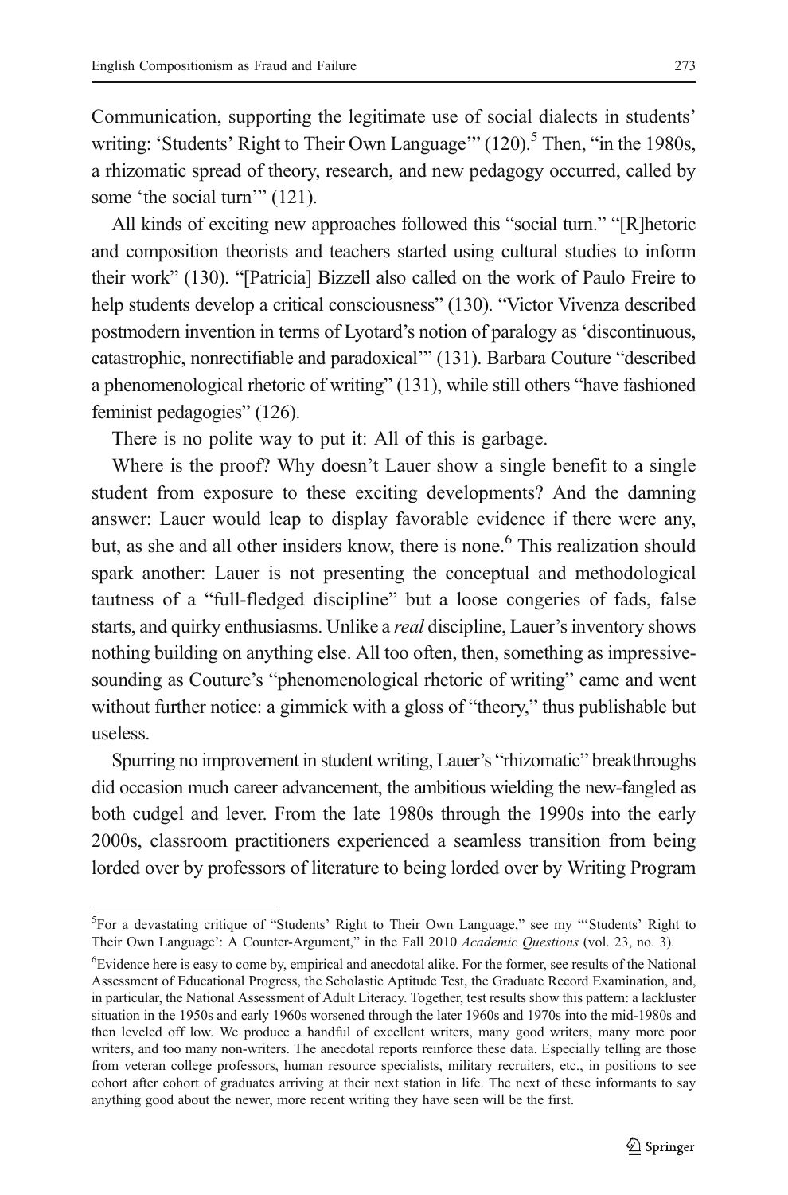Communication, supporting the legitimate use of social dialects in students' writing: 'Students' Right to Their Own Language'" (120).[5] Then, "in the 1980s, a rhizomatic spread of theory, research, and new pedagogy occurred, called by some 'the social turn'" (121).

All kinds of exciting new approaches followed this "social turn." "[R]hetoric and composition theorists and teachers started using cultural studies to inform their work" (130). "[Patricia] Bizzell also called on the work of Paulo Freire to help students develop a critical consciousness" (130). "Victor Vivenza described postmodern invention in terms of Lyotard's notion of paralogy as 'discontinuous, catastrophic, nonrectifiable and paradoxical'" (131). Barbara Couture "described a phenomenological rhetoric of writing" (131), while still others "have fashioned feminist pedagogies" (126).

There is no polite way to put it: All of this is garbage.

Where is the proof? Why doesn't Lauer show a single benefit to a single student from exposure to these exciting developments? And the damning answer: Lauer would leap to display favorable evidence if there were any, but, as she and all other insiders know, there is none.[6] This realization should spark another: Lauer is not presenting the conceptual and methodological tautness of a "full-fledged discipline" but a loose congeries of fads, false starts, and quirky enthusiasms. Unlike a *real* discipline, Lauer's inventory shows nothing building on anything else. All too often, then, something as impressive-sounding as Couture's "phenomenological rhetoric of writing" came and went without further notice: a gimmick with a gloss of "theory," thus publishable but useless.

Spurring no improvement in student writing, Lauer's "rhizomatic" breakthroughs did occasion much career advancement, the ambitious wielding the new-fangled as both cudgel and lever. From the late 1980s through the 1990s into the early 2000s, classroom practitioners experienced a seamless transition from being lorded over by professors of literature to being lorded over by Writing Program

---

[5] For a devastating critique of "Students' Right to Their Own Language," see my "'Students' Right to Their Own Language': A Counter-Argument," in the Fall 2010 *Academic Questions* (vol. 23, no. 3).

[6] Evidence here is easy to come by, empirical and anecdotal alike. For the former, see results of the National Assessment of Educational Progress, the Scholastic Aptitude Test, the Graduate Record Examination, and, in particular, the National Assessment of Adult Literacy. Together, test results show this pattern: a lackluster situation in the 1950s and early 1960s worsened through the later 1960s and 1970s into the mid-1980s and then leveled off low. We produce a handful of excellent writers, many good writers, many more poor writers, and too many non-writers. The anecdotal reports reinforce these data. Especially telling are those from veteran college professors, human resource specialists, military recruiters, etc., in positions to see cohort after cohort of graduates arriving at their next station in life. The next of these informants to say anything good about the newer, more recent writing they have seen will be the first.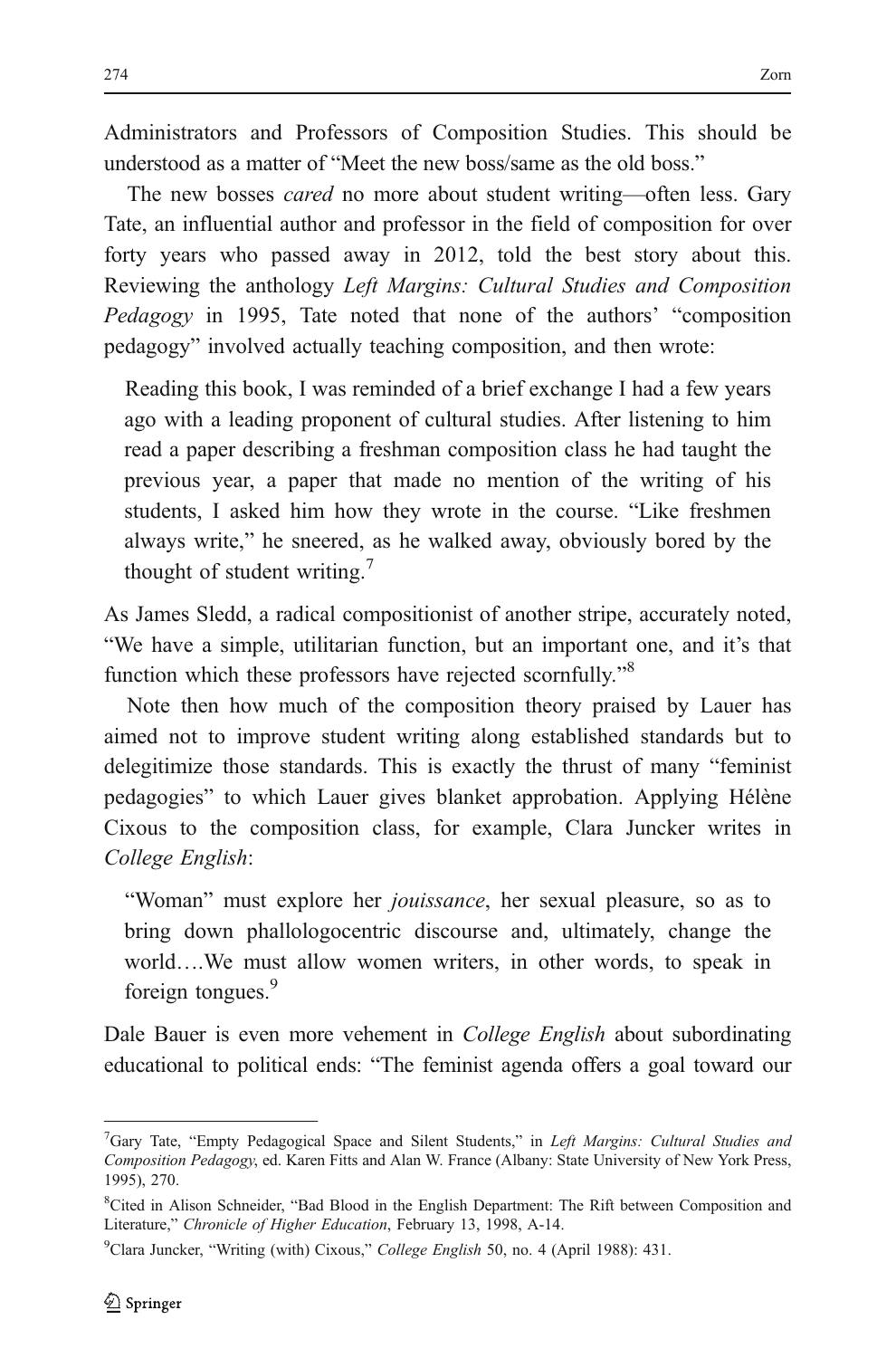Administrators and Professors of Composition Studies. This should be understood as a matter of "Meet the new boss/same as the old boss."

The new bosses *cared* no more about student writing—often less. Gary Tate, an influential author and professor in the field of composition for over forty years who passed away in 2012, told the best story about this. Reviewing the anthology *Left Margins: Cultural Studies and Composition Pedagogy* in 1995, Tate noted that none of the authors' "composition pedagogy" involved actually teaching composition, and then wrote:

> Reading this book, I was reminded of a brief exchange I had a few years ago with a leading proponent of cultural studies. After listening to him read a paper describing a freshman composition class he had taught the previous year, a paper that made no mention of the writing of his students, I asked him how they wrote in the course. "Like freshmen always write," he sneered, as he walked away, obviously bored by the thought of student writing.[7]

As James Sledd, a radical compositionist of another stripe, accurately noted, "We have a simple, utilitarian function, but an important one, and it's that function which these professors have rejected scornfully."[8]

Note then how much of the composition theory praised by Lauer has aimed not to improve student writing along established standards but to delegitimize those standards. This is exactly the thrust of many "feminist pedagogies" to which Lauer gives blanket approbation. Applying Hélène Cixous to the composition class, for example, Clara Juncker writes in *College English*:

> "Woman" must explore her *jouissance*, her sexual pleasure, so as to bring down phallologocentric discourse and, ultimately, change the world….We must allow women writers, in other words, to speak in foreign tongues.[9]

Dale Bauer is even more vehement in *College English* about subordinating educational to political ends: "The feminist agenda offers a goal toward our

---

[7] Gary Tate, "Empty Pedagogical Space and Silent Students," in *Left Margins: Cultural Studies and Composition Pedagogy*, ed. Karen Fitts and Alan W. France (Albany: State University of New York Press, 1995), 270.

[8] Cited in Alison Schneider, "Bad Blood in the English Department: The Rift between Composition and Literature," *Chronicle of Higher Education*, February 13, 1998, A-14.

[9] Clara Juncker, "Writing (with) Cixous," *College English* 50, no. 4 (April 1988): 431.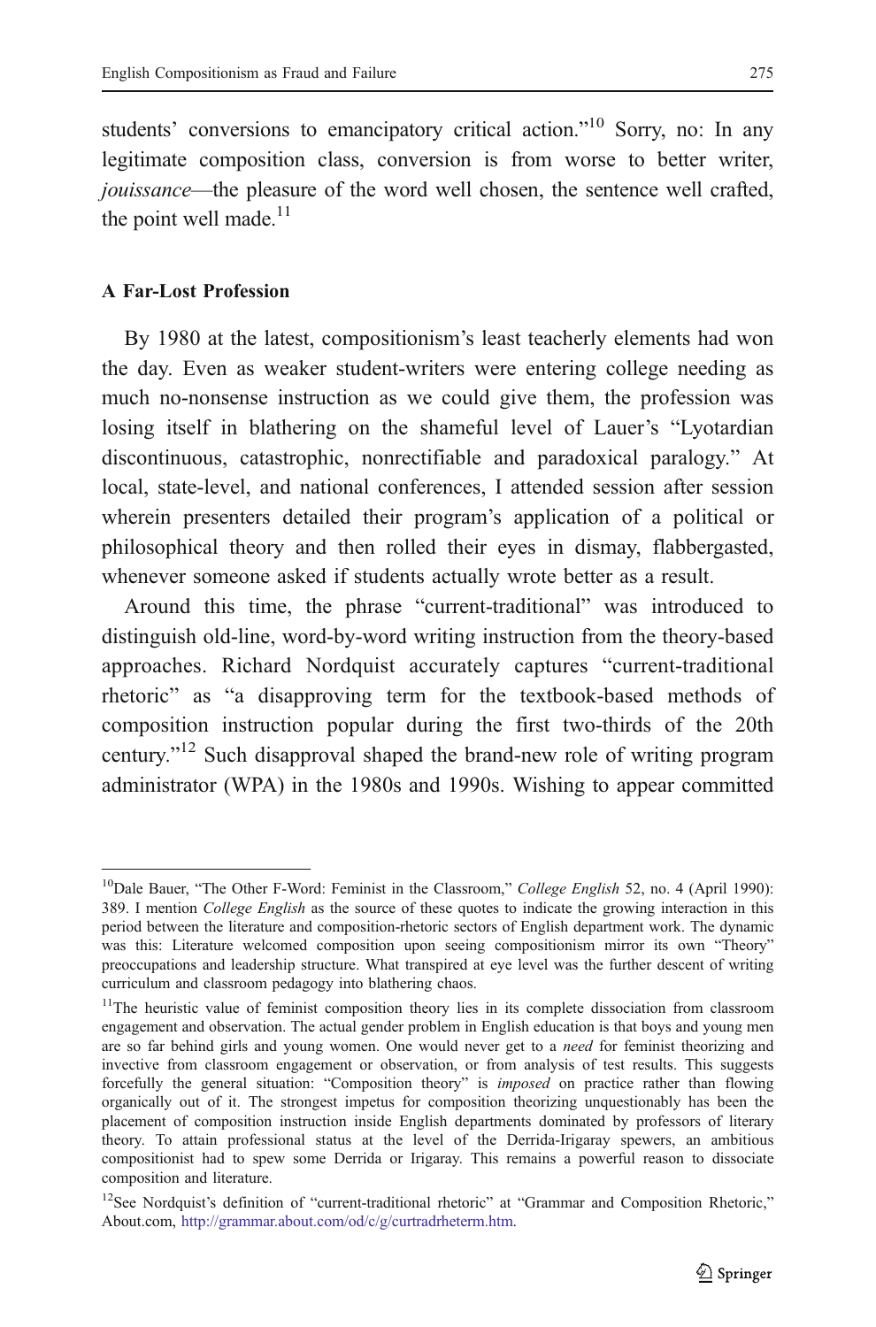students' conversions to emancipatory critical action."[10] Sorry, no: In any legitimate composition class, conversion is from worse to better writer, *jouissance*—the pleasure of the word well chosen, the sentence well crafted, the point well made.[11]

### A Far-Lost Profession

By 1980 at the latest, compositionism's least teacherly elements had won the day. Even as weaker student-writers were entering college needing as much no-nonsense instruction as we could give them, the profession was losing itself in blathering on the shameful level of Lauer's "Lyotardian discontinuous, catastrophic, nonrectifiable and paradoxical paralogy." At local, state-level, and national conferences, I attended session after session wherein presenters detailed their program's application of a political or philosophical theory and then rolled their eyes in dismay, flabbergasted, whenever someone asked if students actually wrote better as a result.

Around this time, the phrase "current-traditional" was introduced to distinguish old-line, word-by-word writing instruction from the theory-based approaches. Richard Nordquist accurately captures "current-traditional rhetoric" as "a disapproving term for the textbook-based methods of composition instruction popular during the first two-thirds of the 20th century."[12] Such disapproval shaped the brand-new role of writing program administrator (WPA) in the 1980s and 1990s. Wishing to appear committed

---

[10] Dale Bauer, "The Other F-Word: Feminist in the Classroom," *College English* 52, no. 4 (April 1990): 389. I mention *College English* as the source of these quotes to indicate the growing interaction in this period between the literature and composition-rhetoric sectors of English department work. The dynamic was this: Literature welcomed composition upon seeing compositionism mirror its own "Theory" preoccupations and leadership structure. What transpired at eye level was the further descent of writing curriculum and classroom pedagogy into blathering chaos.

[11] The heuristic value of feminist composition theory lies in its complete dissociation from classroom engagement and observation. The actual gender problem in English education is that boys and young men are so far behind girls and young women. One would never get to a *need* for feminist theorizing and invective from classroom engagement or observation, or from analysis of test results. This suggests forcefully the general situation: "Composition theory" is *imposed* on practice rather than flowing organically out of it. The strongest impetus for composition theorizing unquestionably has been the placement of composition instruction inside English departments dominated by professors of literary theory. To attain professional status at the level of the Derrida-Irigaray spewers, an ambitious compositionist had to spew some Derrida or Irigaray. This remains a powerful reason to dissociate composition and literature.

[12] See Nordquist's definition of "current-traditional rhetoric" at "Grammar and Composition Rhetoric," About.com, http://grammar.about.com/od/c/g/curtradrheterm.htm.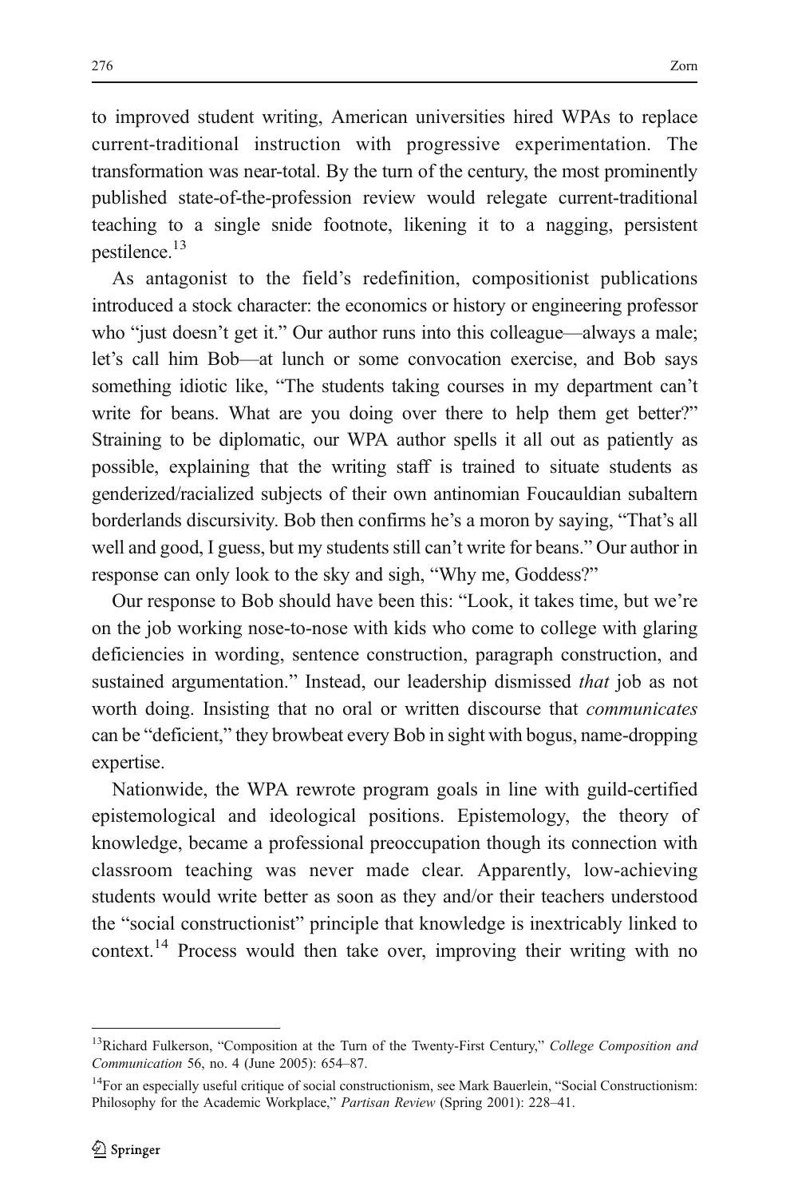to improved student writing, American universities hired WPAs to replace current-traditional instruction with progressive experimentation. The transformation was near-total. By the turn of the century, the most prominently published state-of-the-profession review would relegate current-traditional teaching to a single snide footnote, likening it to a nagging, persistent pestilence.[13]

As antagonist to the field's redefinition, compositionist publications introduced a stock character: the economics or history or engineering professor who "just doesn't get it." Our author runs into this colleague—always a male; let's call him Bob—at lunch or some convocation exercise, and Bob says something idiotic like, "The students taking courses in my department can't write for beans. What are you doing over there to help them get better?" Straining to be diplomatic, our WPA author spells it all out as patiently as possible, explaining that the writing staff is trained to situate students as genderized/racialized subjects of their own antinomian Foucauldian subaltern borderlands discursivity. Bob then confirms he's a moron by saying, "That's all well and good, I guess, but my students still can't write for beans." Our author in response can only look to the sky and sigh, "Why me, Goddess?"

Our response to Bob should have been this: "Look, it takes time, but we're on the job working nose-to-nose with kids who come to college with glaring deficiencies in wording, sentence construction, paragraph construction, and sustained argumentation." Instead, our leadership dismissed *that* job as not worth doing. Insisting that no oral or written discourse that *communicates* can be "deficient," they browbeat every Bob in sight with bogus, name-dropping expertise.

Nationwide, the WPA rewrote program goals in line with guild-certified epistemological and ideological positions. Epistemology, the theory of knowledge, became a professional preoccupation though its connection with classroom teaching was never made clear. Apparently, low-achieving students would write better as soon as they and/or their teachers understood the "social constructionist" principle that knowledge is inextricably linked to context.[14] Process would then take over, improving their writing with no

---

[13] Richard Fulkerson, "Composition at the Turn of the Twenty-First Century," *College Composition and Communication* 56, no. 4 (June 2005): 654–87.

[14] For an especially useful critique of social constructionism, see Mark Bauerlein, "Social Constructionism: Philosophy for the Academic Workplace," *Partisan Review* (Spring 2001): 228–41.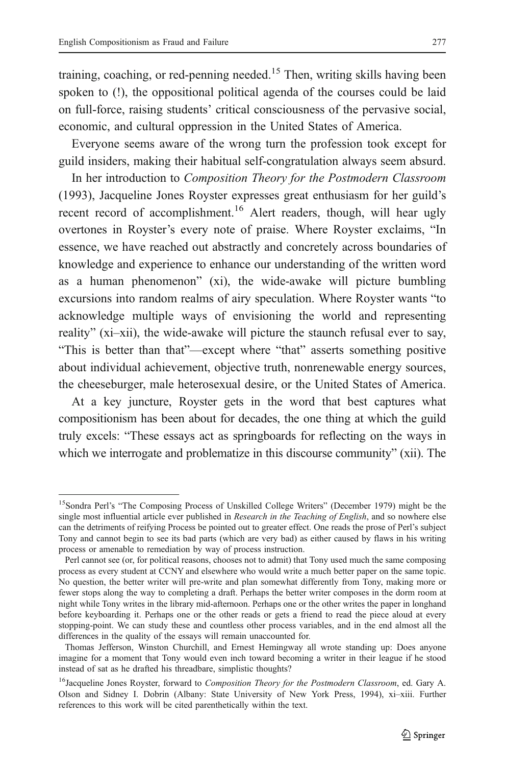training, coaching, or red-penning needed.[15] Then, writing skills having been spoken to (!), the oppositional political agenda of the courses could be laid on full-force, raising students' critical consciousness of the pervasive social, economic, and cultural oppression in the United States of America.

Everyone seems aware of the wrong turn the profession took except for guild insiders, making their habitual self-congratulation always seem absurd.

In her introduction to *Composition Theory for the Postmodern Classroom* (1993), Jacqueline Jones Royster expresses great enthusiasm for her guild's recent record of accomplishment.[16] Alert readers, though, will hear ugly overtones in Royster's every note of praise. Where Royster exclaims, "In essence, we have reached out abstractly and concretely across boundaries of knowledge and experience to enhance our understanding of the written word as a human phenomenon" (xi), the wide-awake will picture bumbling excursions into random realms of airy speculation. Where Royster wants "to acknowledge multiple ways of envisioning the world and representing reality" (xi–xii), the wide-awake will picture the staunch refusal ever to say, "This is better than that"—except where "that" asserts something positive about individual achievement, objective truth, nonrenewable energy sources, the cheeseburger, male heterosexual desire, or the United States of America.

At a key juncture, Royster gets in the word that best captures what compositionism has been about for decades, the one thing at which the guild truly excels: "These essays act as springboards for reflecting on the ways in which we interrogate and problematize in this discourse community" (xii). The

---

[15]Sondra Perl's "The Composing Process of Unskilled College Writers" (December 1979) might be the single most influential article ever published in *Research in the Teaching of English*, and so nowhere else can the detriments of reifying Process be pointed out to greater effect. One reads the prose of Perl's subject Tony and cannot begin to see its bad parts (which are very bad) as either caused by flaws in his writing process or amenable to remediation by way of process instruction.

Perl cannot see (or, for political reasons, chooses not to admit) that Tony used much the same composing process as every student at CCNY and elsewhere who would write a much better paper on the same topic. No question, the better writer will pre-write and plan somewhat differently from Tony, making more or fewer stops along the way to completing a draft. Perhaps the better writer composes in the dorm room at night while Tony writes in the library mid-afternoon. Perhaps one or the other writes the paper in longhand before keyboarding it. Perhaps one or the other reads or gets a friend to read the piece aloud at every stopping-point. We can study these and countless other process variables, and in the end almost all the differences in the quality of the essays will remain unaccounted for.

Thomas Jefferson, Winston Churchill, and Ernest Hemingway all wrote standing up: Does anyone imagine for a moment that Tony would even inch toward becoming a writer in their league if he stood instead of sat as he drafted his threadbare, simplistic thoughts?

[16]Jacqueline Jones Royster, forward to *Composition Theory for the Postmodern Classroom*, ed. Gary A. Olson and Sidney I. Dobrin (Albany: State University of New York Press, 1994), xi–xiii. Further references to this work will be cited parenthetically within the text.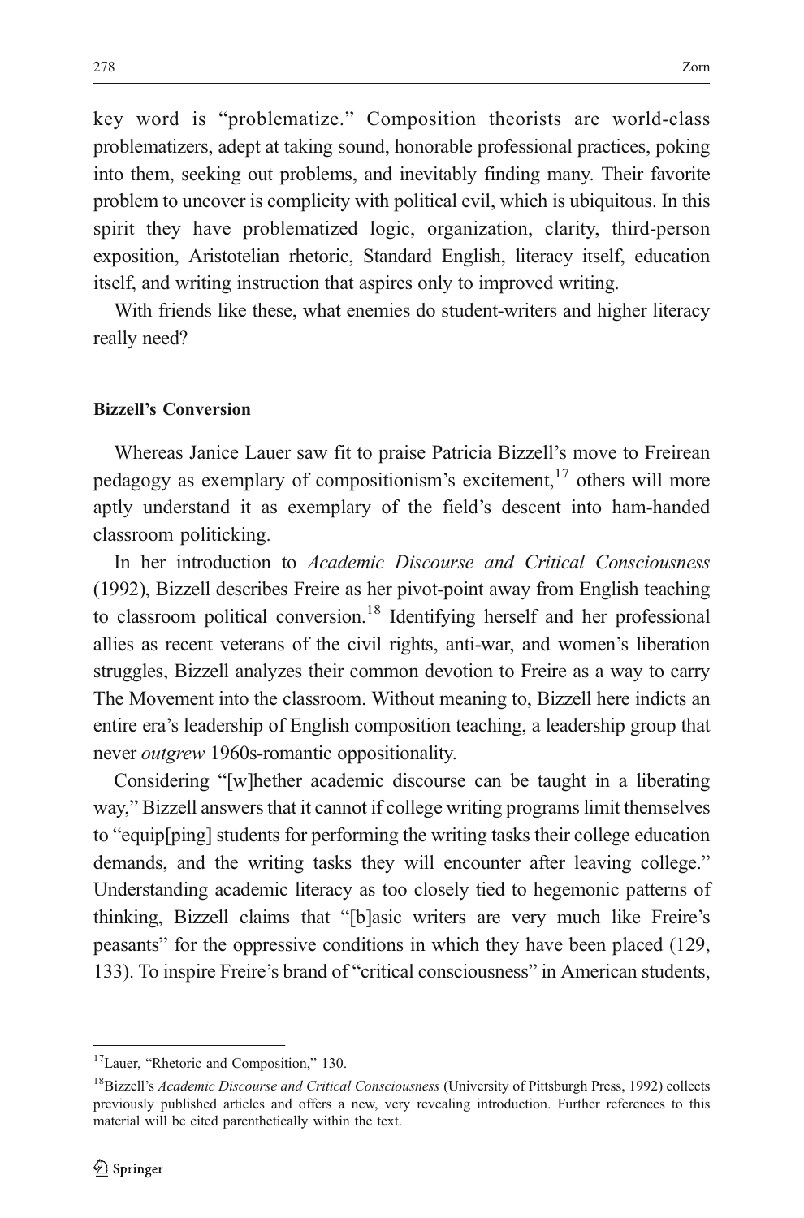key word is "problematize." Composition theorists are world-class problematizers, adept at taking sound, honorable professional practices, poking into them, seeking out problems, and inevitably finding many. Their favorite problem to uncover is complicity with political evil, which is ubiquitous. In this spirit they have problematized logic, organization, clarity, third-person exposition, Aristotelian rhetoric, Standard English, literacy itself, education itself, and writing instruction that aspires only to improved writing.

With friends like these, what enemies do student-writers and higher literacy really need?

**Bizzell's Conversion**

Whereas Janice Lauer saw fit to praise Patricia Bizzell's move to Freirean pedagogy as exemplary of compositionism's excitement,[17] others will more aptly understand it as exemplary of the field's descent into ham-handed classroom politicking.

In her introduction to *Academic Discourse and Critical Consciousness* (1992), Bizzell describes Freire as her pivot-point away from English teaching to classroom political conversion.[18] Identifying herself and her professional allies as recent veterans of the civil rights, anti-war, and women's liberation struggles, Bizzell analyzes their common devotion to Freire as a way to carry The Movement into the classroom. Without meaning to, Bizzell here indicts an entire era's leadership of English composition teaching, a leadership group that never *outgrew* 1960s-romantic oppositionality.

Considering "[w]hether academic discourse can be taught in a liberating way," Bizzell answers that it cannot if college writing programs limit themselves to "equip[ping] students for performing the writing tasks their college education demands, and the writing tasks they will encounter after leaving college." Understanding academic literacy as too closely tied to hegemonic patterns of thinking, Bizzell claims that "[b]asic writers are very much like Freire's peasants" for the oppressive conditions in which they have been placed (129, 133). To inspire Freire's brand of "critical consciousness" in American students,

---

[17] Lauer, "Rhetoric and Composition," 130.

[18] Bizzell's *Academic Discourse and Critical Consciousness* (University of Pittsburgh Press, 1992) collects previously published articles and offers a new, very revealing introduction. Further references to this material will be cited parenthetically within the text.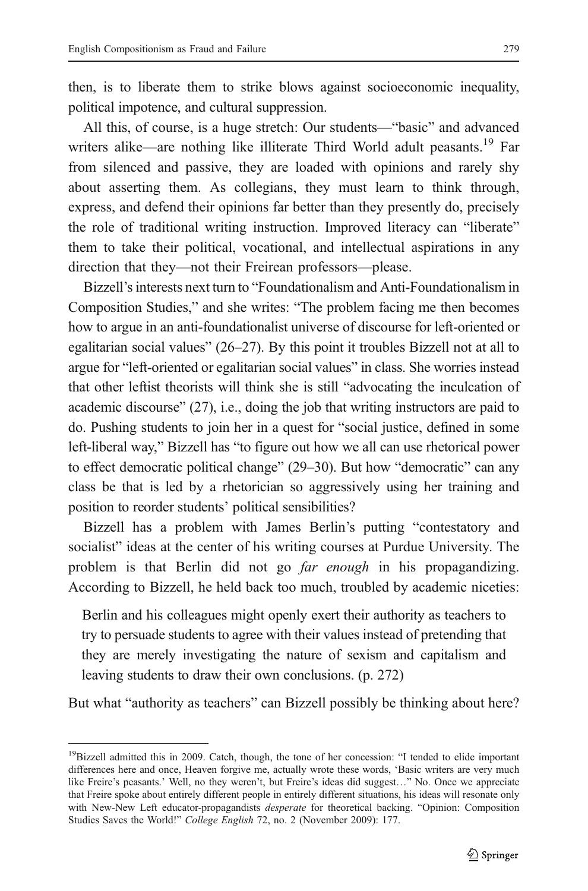then, is to liberate them to strike blows against socioeconomic inequality, political impotence, and cultural suppression.

All this, of course, is a huge stretch: Our students—"basic" and advanced writers alike—are nothing like illiterate Third World adult peasants.[19] Far from silenced and passive, they are loaded with opinions and rarely shy about asserting them. As collegians, they must learn to think through, express, and defend their opinions far better than they presently do, precisely the role of traditional writing instruction. Improved literacy can "liberate" them to take their political, vocational, and intellectual aspirations in any direction that they—not their Freirean professors—please.

Bizzell's interests next turn to "Foundationalism and Anti-Foundationalism in Composition Studies," and she writes: "The problem facing me then becomes how to argue in an anti-foundationalist universe of discourse for left-oriented or egalitarian social values" (26–27). By this point it troubles Bizzell not at all to argue for "left-oriented or egalitarian social values" in class. She worries instead that other leftist theorists will think she is still "advocating the inculcation of academic discourse" (27), i.e., doing the job that writing instructors are paid to do. Pushing students to join her in a quest for "social justice, defined in some left-liberal way," Bizzell has "to figure out how we all can use rhetorical power to effect democratic political change" (29–30). But how "democratic" can any class be that is led by a rhetorician so aggressively using her training and position to reorder students' political sensibilities?

Bizzell has a problem with James Berlin's putting "contestatory and socialist" ideas at the center of his writing courses at Purdue University. The problem is that Berlin did not go *far enough* in his propagandizing. According to Bizzell, he held back too much, troubled by academic niceties:

> Berlin and his colleagues might openly exert their authority as teachers to try to persuade students to agree with their values instead of pretending that they are merely investigating the nature of sexism and capitalism and leaving students to draw their own conclusions. (p. 272)

But what "authority as teachers" can Bizzell possibly be thinking about here?

---

[19] Bizzell admitted this in 2009. Catch, though, the tone of her concession: "I tended to elide important differences here and once, Heaven forgive me, actually wrote these words, 'Basic writers are very much like Freire's peasants.' Well, no they weren't, but Freire's ideas did suggest…" No. Once we appreciate that Freire spoke about entirely different people in entirely different situations, his ideas will resonate only with New-New Left educator-propagandists *desperate* for theoretical backing. "Opinion: Composition Studies Saves the World!" *College English* 72, no. 2 (November 2009): 177.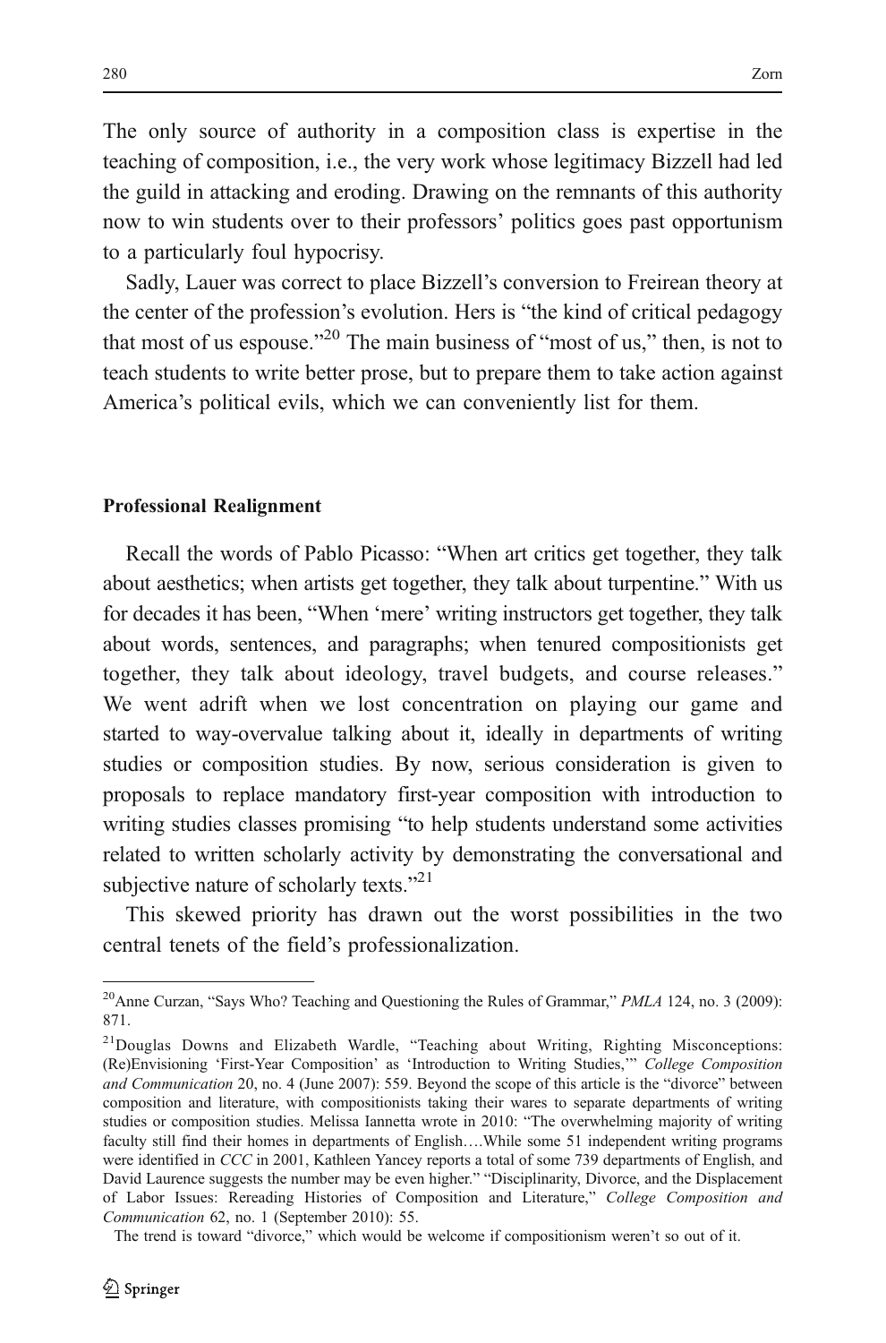The only source of authority in a composition class is expertise in the teaching of composition, i.e., the very work whose legitimacy Bizzell had led the guild in attacking and eroding. Drawing on the remnants of this authority now to win students over to their professors' politics goes past opportunism to a particularly foul hypocrisy.

Sadly, Lauer was correct to place Bizzell's conversion to Freirean theory at the center of the profession's evolution. Hers is "the kind of critical pedagogy that most of us espouse."[20] The main business of "most of us," then, is not to teach students to write better prose, but to prepare them to take action against America's political evils, which we can conveniently list for them.

**Professional Realignment**

Recall the words of Pablo Picasso: "When art critics get together, they talk about aesthetics; when artists get together, they talk about turpentine." With us for decades it has been, "When 'mere' writing instructors get together, they talk about words, sentences, and paragraphs; when tenured compositionists get together, they talk about ideology, travel budgets, and course releases." We went adrift when we lost concentration on playing our game and started to way-overvalue talking about it, ideally in departments of writing studies or composition studies. By now, serious consideration is given to proposals to replace mandatory first-year composition with introduction to writing studies classes promising "to help students understand some activities related to written scholarly activity by demonstrating the conversational and subjective nature of scholarly texts."[21]

This skewed priority has drawn out the worst possibilities in the two central tenets of the field's professionalization.

---

[20] Anne Curzan, "Says Who? Teaching and Questioning the Rules of Grammar," *PMLA* 124, no. 3 (2009): 871.

[21] Douglas Downs and Elizabeth Wardle, "Teaching about Writing, Righting Misconceptions: (Re)Envisioning 'First-Year Composition' as 'Introduction to Writing Studies,'" *College Composition and Communication* 20, no. 4 (June 2007): 559. Beyond the scope of this article is the "divorce" between composition and literature, with compositionists taking their wares to separate departments of writing studies or composition studies. Melissa Iannetta wrote in 2010: "The overwhelming majority of writing faculty still find their homes in departments of English….While some 51 independent writing programs were identified in *CCC* in 2001, Kathleen Yancey reports a total of some 739 departments of English, and David Laurence suggests the number may be even higher." "Disciplinarity, Divorce, and the Displacement of Labor Issues: Rereading Histories of Composition and Literature," *College Composition and Communication* 62, no. 1 (September 2010): 55.

The trend is toward "divorce," which would be welcome if compositionism weren't so out of it.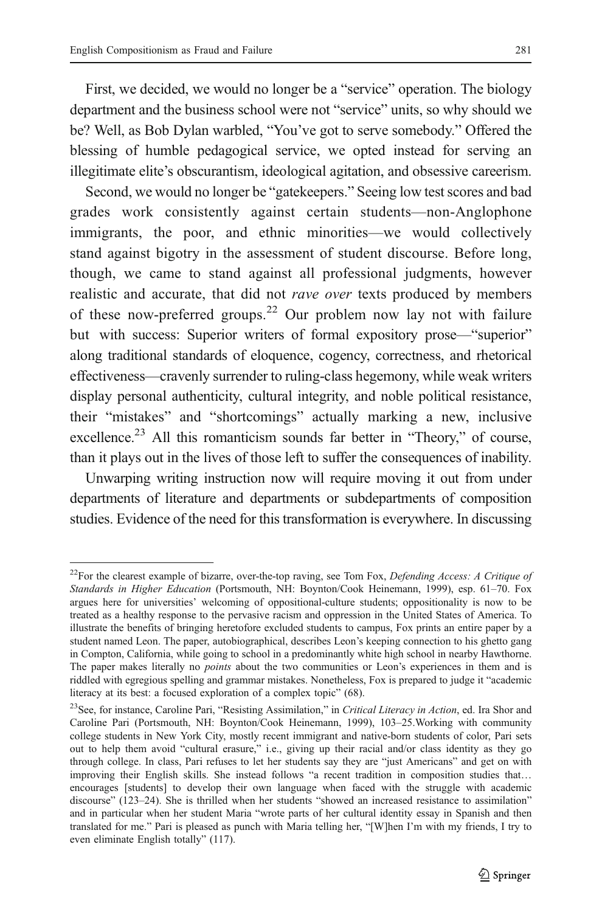First, we decided, we would no longer be a "service" operation. The biology department and the business school were not "service" units, so why should we be? Well, as Bob Dylan warbled, "You've got to serve somebody." Offered the blessing of humble pedagogical service, we opted instead for serving an illegitimate elite's obscurantism, ideological agitation, and obsessive careerism.

Second, we would no longer be "gatekeepers." Seeing low test scores and bad grades work consistently against certain students—non-Anglophone immigrants, the poor, and ethnic minorities—we would collectively stand against bigotry in the assessment of student discourse. Before long, though, we came to stand against all professional judgments, however realistic and accurate, that did not *rave over* texts produced by members of these now-preferred groups.[22] Our problem now lay not with failure but with success: Superior writers of formal expository prose—"superior" along traditional standards of eloquence, cogency, correctness, and rhetorical effectiveness—cravenly surrender to ruling-class hegemony, while weak writers display personal authenticity, cultural integrity, and noble political resistance, their "mistakes" and "shortcomings" actually marking a new, inclusive excellence.[23] All this romanticism sounds far better in "Theory," of course, than it plays out in the lives of those left to suffer the consequences of inability.

Unwarping writing instruction now will require moving it out from under departments of literature and departments or subdepartments of composition studies. Evidence of the need for this transformation is everywhere. In discussing

---

[22] For the clearest example of bizarre, over-the-top raving, see Tom Fox, *Defending Access: A Critique of Standards in Higher Education* (Portsmouth, NH: Boynton/Cook Heinemann, 1999), esp. 61–70. Fox argues here for universities' welcoming of oppositional-culture students; oppositionality is now to be treated as a healthy response to the pervasive racism and oppression in the United States of America. To illustrate the benefits of bringing heretofore excluded students to campus, Fox prints an entire paper by a student named Leon. The paper, autobiographical, describes Leon's keeping connection to his ghetto gang in Compton, California, while going to school in a predominantly white high school in nearby Hawthorne. The paper makes literally no *points* about the two communities or Leon's experiences in them and is riddled with egregious spelling and grammar mistakes. Nonetheless, Fox is prepared to judge it "academic literacy at its best: a focused exploration of a complex topic" (68).

[23] See, for instance, Caroline Pari, "Resisting Assimilation," in *Critical Literacy in Action*, ed. Ira Shor and Caroline Pari (Portsmouth, NH: Boynton/Cook Heinemann, 1999), 103–25.Working with community college students in New York City, mostly recent immigrant and native-born students of color, Pari sets out to help them avoid "cultural erasure," i.e., giving up their racial and/or class identity as they go through college. In class, Pari refuses to let her students say they are "just Americans" and get on with improving their English skills. She instead follows "a recent tradition in composition studies that… encourages [students] to develop their own language when faced with the struggle with academic discourse" (123–24). She is thrilled when her students "showed an increased resistance to assimilation" and in particular when her student Maria "wrote parts of her cultural identity essay in Spanish and then translated for me." Pari is pleased as punch with Maria telling her, "[W]hen I'm with my friends, I try to even eliminate English totally" (117).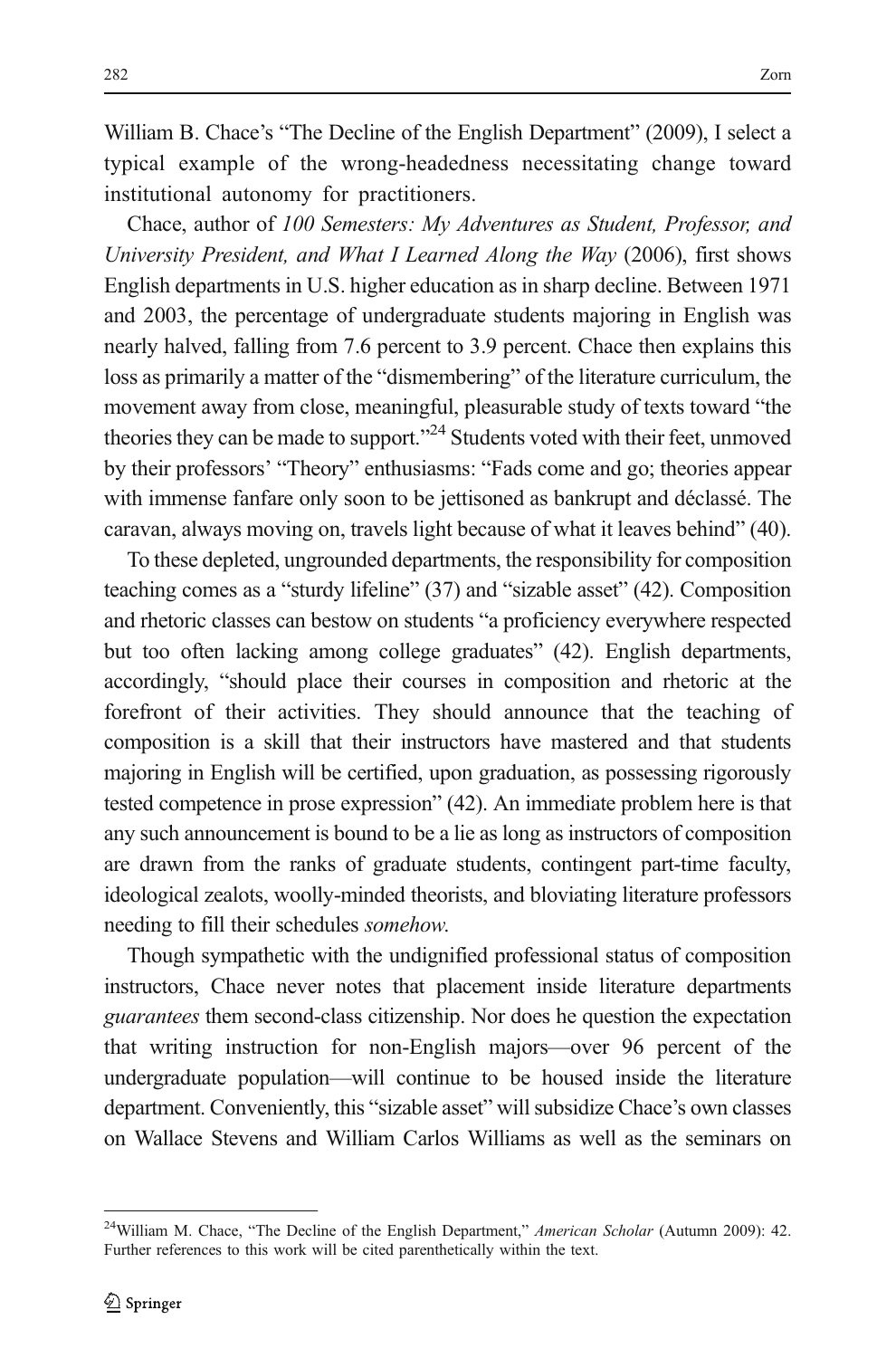William B. Chace's "The Decline of the English Department" (2009), I select a typical example of the wrong-headedness necessitating change toward institutional autonomy for practitioners.

Chace, author of *100 Semesters: My Adventures as Student, Professor, and University President, and What I Learned Along the Way* (2006), first shows English departments in U.S. higher education as in sharp decline. Between 1971 and 2003, the percentage of undergraduate students majoring in English was nearly halved, falling from 7.6 percent to 3.9 percent. Chace then explains this loss as primarily a matter of the "dismembering" of the literature curriculum, the movement away from close, meaningful, pleasurable study of texts toward "the theories they can be made to support."[24] Students voted with their feet, unmoved by their professors' "Theory" enthusiasms: "Fads come and go; theories appear with immense fanfare only soon to be jettisoned as bankrupt and déclassé. The caravan, always moving on, travels light because of what it leaves behind" (40).

To these depleted, ungrounded departments, the responsibility for composition teaching comes as a "sturdy lifeline" (37) and "sizable asset" (42). Composition and rhetoric classes can bestow on students "a proficiency everywhere respected but too often lacking among college graduates" (42). English departments, accordingly, "should place their courses in composition and rhetoric at the forefront of their activities. They should announce that the teaching of composition is a skill that their instructors have mastered and that students majoring in English will be certified, upon graduation, as possessing rigorously tested competence in prose expression" (42). An immediate problem here is that any such announcement is bound to be a lie as long as instructors of composition are drawn from the ranks of graduate students, contingent part-time faculty, ideological zealots, woolly-minded theorists, and bloviating literature professors needing to fill their schedules *somehow*.

Though sympathetic with the undignified professional status of composition instructors, Chace never notes that placement inside literature departments *guarantees* them second-class citizenship. Nor does he question the expectation that writing instruction for non-English majors—over 96 percent of the undergraduate population—will continue to be housed inside the literature department. Conveniently, this "sizable asset" will subsidize Chace's own classes on Wallace Stevens and William Carlos Williams as well as the seminars on

[24] William M. Chace, "The Decline of the English Department," *American Scholar* (Autumn 2009): 42. Further references to this work will be cited parenthetically within the text.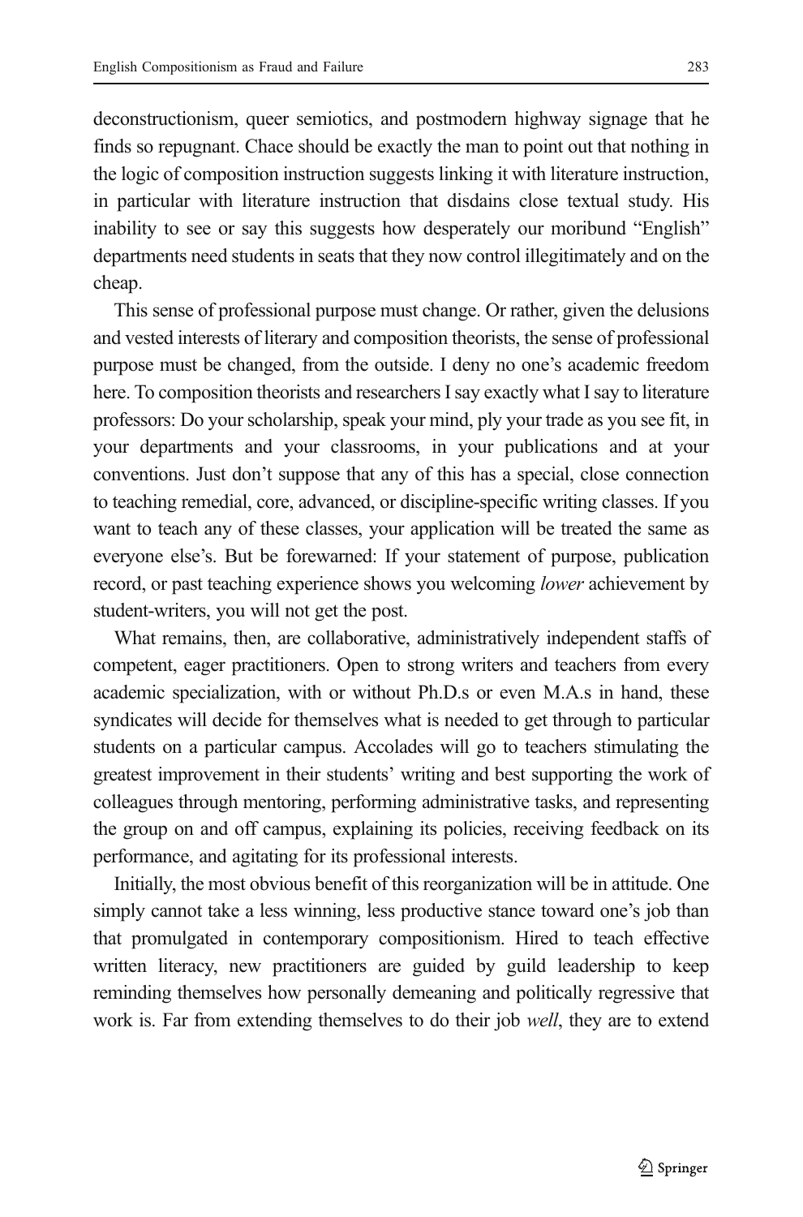deconstructionism, queer semiotics, and postmodern highway signage that he finds so repugnant. Chace should be exactly the man to point out that nothing in the logic of composition instruction suggests linking it with literature instruction, in particular with literature instruction that disdains close textual study. His inability to see or say this suggests how desperately our moribund "English" departments need students in seats that they now control illegitimately and on the cheap.

This sense of professional purpose must change. Or rather, given the delusions and vested interests of literary and composition theorists, the sense of professional purpose must be changed, from the outside. I deny no one's academic freedom here. To composition theorists and researchers I say exactly what I say to literature professors: Do your scholarship, speak your mind, ply your trade as you see fit, in your departments and your classrooms, in your publications and at your conventions. Just don't suppose that any of this has a special, close connection to teaching remedial, core, advanced, or discipline-specific writing classes. If you want to teach any of these classes, your application will be treated the same as everyone else's. But be forewarned: If your statement of purpose, publication record, or past teaching experience shows you welcoming *lower* achievement by student-writers, you will not get the post.

What remains, then, are collaborative, administratively independent staffs of competent, eager practitioners. Open to strong writers and teachers from every academic specialization, with or without Ph.D.s or even M.A.s in hand, these syndicates will decide for themselves what is needed to get through to particular students on a particular campus. Accolades will go to teachers stimulating the greatest improvement in their students' writing and best supporting the work of colleagues through mentoring, performing administrative tasks, and representing the group on and off campus, explaining its policies, receiving feedback on its performance, and agitating for its professional interests.

Initially, the most obvious benefit of this reorganization will be in attitude. One simply cannot take a less winning, less productive stance toward one's job than that promulgated in contemporary compositionism. Hired to teach effective written literacy, new practitioners are guided by guild leadership to keep reminding themselves how personally demeaning and politically regressive that work is. Far from extending themselves to do their job *well*, they are to extend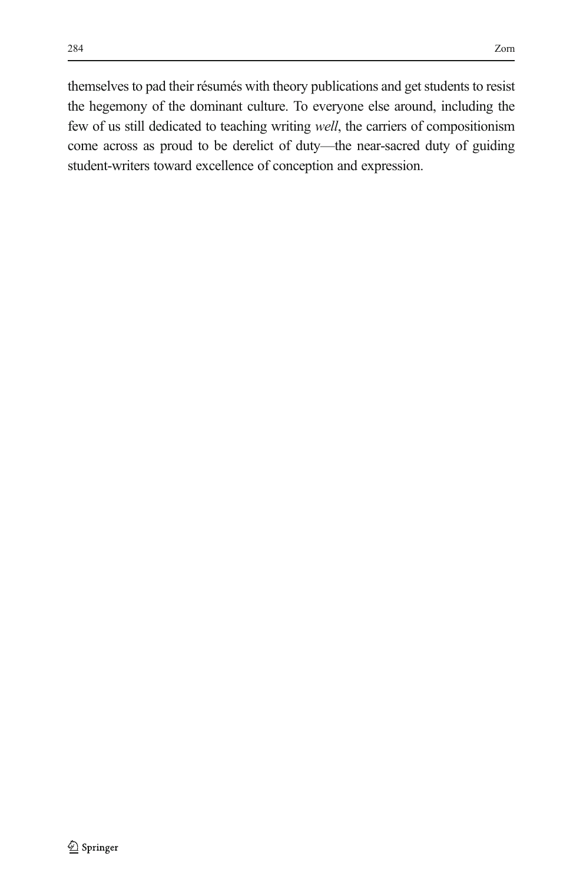themselves to pad their résumés with theory publications and get students to resist the hegemony of the dominant culture. To everyone else around, including the few of us still dedicated to teaching writing *well*, the carriers of compositionism come across as proud to be derelict of duty—the near-sacred duty of guiding student-writers toward excellence of conception and expression.